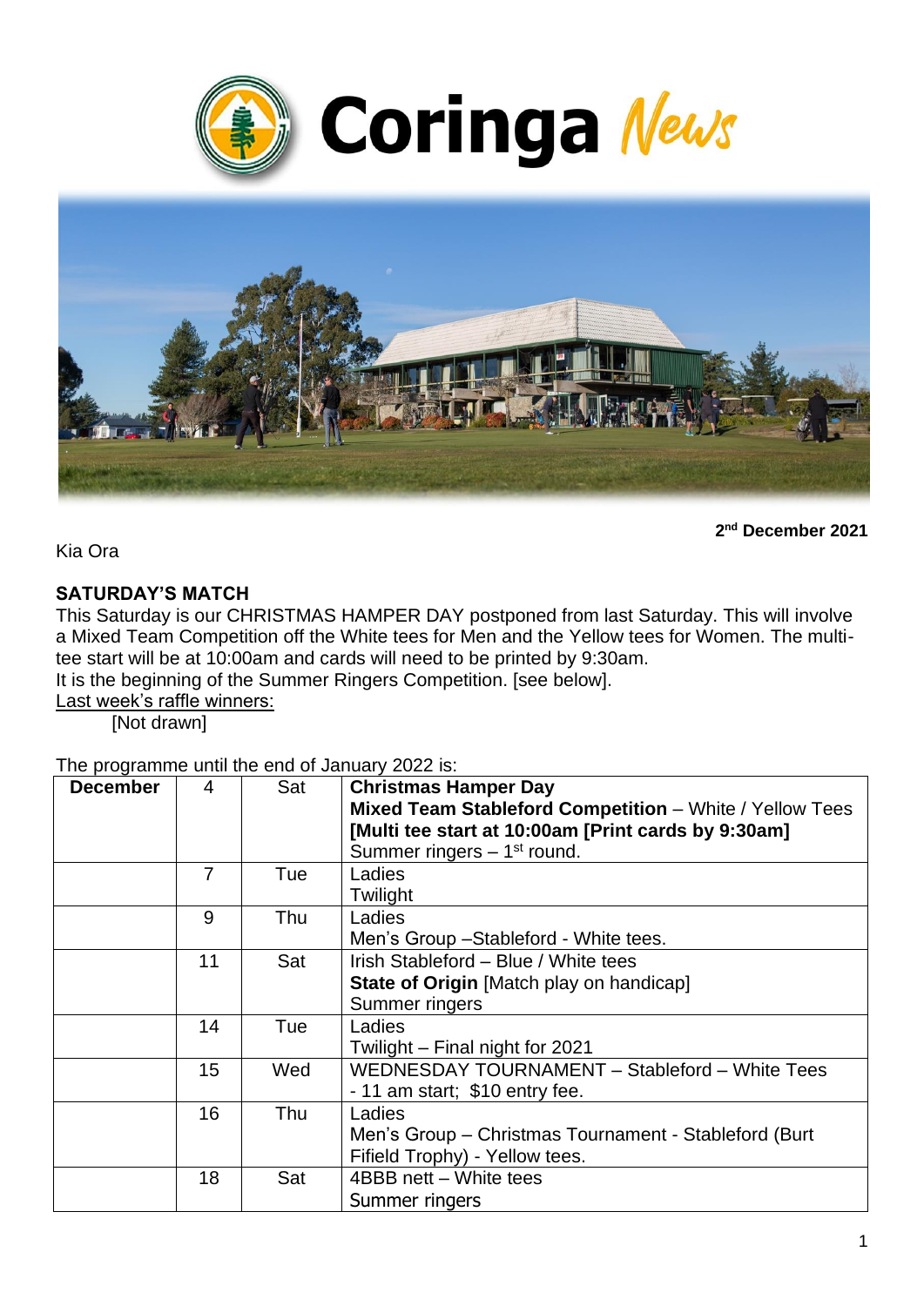# Coringa News

**2nd December 2021**

Kia Ora

## SATURDAY'S MATCH

This Saturday is our CHRISTMAS HAMPER DAY postponed from last Saturday. This will involve a Mixed Team Competition off the White tees for Men and the Yellow tees for Women. The multi-tee start will be at 10:00am and cards will need to be printed by 9:30am.
It is the beginning of the Summer Ringers Competition. [see below].

Last week's raffle winners:

[Not drawn]

The programme until the end of January 2022 is:

| | | | |
|---|---|---|---|
| **December** | 4 | Sat | **Christmas Hamper Day**<br>**Mixed Team Stableford Competition** – White / Yellow Tees<br>**[Multi tee start at 10:00am [Print cards by 9:30am]**<br>Summer ringers – 1st round. |
| | 7 | Tue | Ladies<br>Twilight |
| | 9 | Thu | Ladies<br>Men's Group –Stableford - White tees. |
| | 11 | Sat | Irish Stableford – Blue / White tees<br>**State of Origin** [Match play on handicap]<br>Summer ringers |
| | 14 | Tue | Ladies<br>Twilight – Final night for 2021 |
| | 15 | Wed | WEDNESDAY TOURNAMENT – Stableford – White Tees - 11 am start; $10 entry fee. |
| | 16 | Thu | Ladies<br>Men's Group – Christmas Tournament - Stableford (Burt Fifield Trophy) - Yellow tees. |
| | 18 | Sat | 4BBB nett – White tees<br>Summer ringers |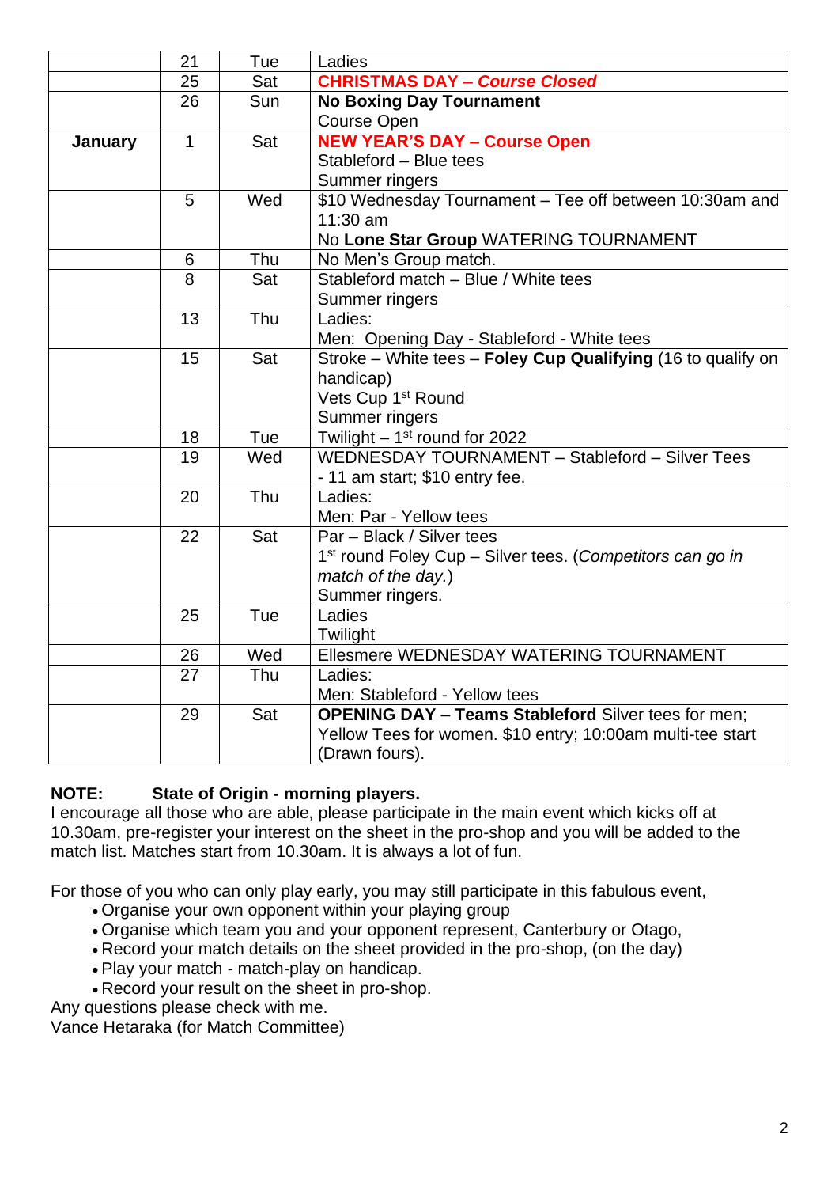| | | | |
|---|---|---|---|
| | 21 | Tue | Ladies |
| | 25 | Sat | **CHRISTMAS DAY – *Course Closed*** |
| | 26 | Sun | **No Boxing Day Tournament**<br>Course Open |
| **January** | 1 | Sat | **NEW YEAR'S DAY – Course Open**<br>Stableford – Blue tees<br>Summer ringers |
| | 5 | Wed | $10 Wednesday Tournament – Tee off between 10:30am and 11:30 am<br>No **Lone Star Group** WATERING TOURNAMENT |
| | 6 | Thu | No Men's Group match. |
| | 8 | Sat | Stableford match – Blue / White tees<br>Summer ringers |
| | 13 | Thu | Ladies:<br>Men: Opening Day - Stableford - White tees |
| | 15 | Sat | Stroke – White tees – **Foley Cup Qualifying** (16 to qualify on handicap)<br>Vets Cup 1st Round<br>Summer ringers |
| | 18 | Tue | Twilight – 1st round for 2022 |
| | 19 | Wed | WEDNESDAY TOURNAMENT – Stableford – Silver Tees - 11 am start; $10 entry fee. |
| | 20 | Thu | Ladies:<br>Men: Par - Yellow tees |
| | 22 | Sat | Par – Black / Silver tees<br>1st round Foley Cup – Silver tees. (*Competitors can go in match of the day.*)<br>Summer ringers. |
| | 25 | Tue | Ladies<br>Twilight |
| | 26 | Wed | Ellesmere WEDNESDAY WATERING TOURNAMENT |
| | 27 | Thu | Ladies:<br>Men: Stableford - Yellow tees |
| | 29 | Sat | **OPENING DAY** – **Teams Stableford** Silver tees for men; Yellow Tees for women. $10 entry; 10:00am multi-tee start (Drawn fours). |

**NOTE: State of Origin - morning players.**

I encourage all those who are able, please participate in the main event which kicks off at 10.30am, pre-register your interest on the sheet in the pro-shop and you will be added to the match list. Matches start from 10.30am. It is always a lot of fun.

For those of you who can only play early, you may still participate in this fabulous event,

- Organise your own opponent within your playing group
- Organise which team you and your opponent represent, Canterbury or Otago,
- Record your match details on the sheet provided in the pro-shop, (on the day)
- Play your match - match-play on handicap.
- Record your result on the sheet in pro-shop.

Any questions please check with me.
Vance Hetaraka (for Match Committee)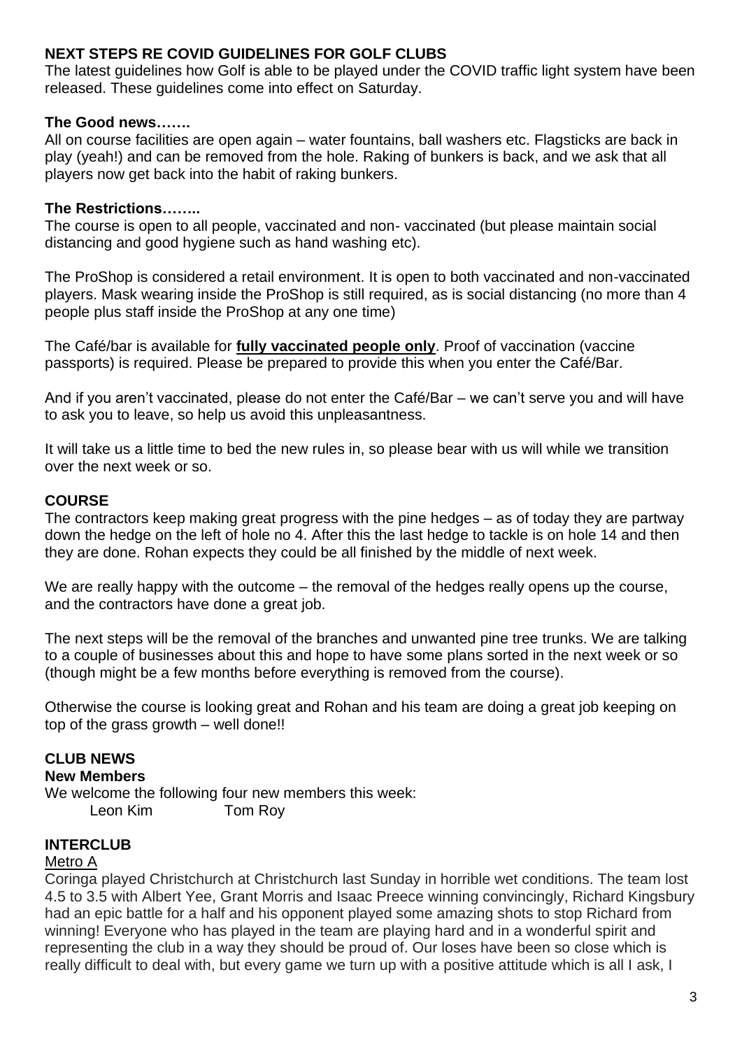## NEXT STEPS RE COVID GUIDELINES FOR GOLF CLUBS

The latest guidelines how Golf is able to be played under the COVID traffic light system have been released. These guidelines come into effect on Saturday.

### The Good news…….

All on course facilities are open again – water fountains, ball washers etc. Flagsticks are back in play (yeah!) and can be removed from the hole. Raking of bunkers is back, and we ask that all players now get back into the habit of raking bunkers.

### The Restrictions……..

The course is open to all people, vaccinated and non- vaccinated (but please maintain social distancing and good hygiene such as hand washing etc).

The ProShop is considered a retail environment. It is open to both vaccinated and non-vaccinated players. Mask wearing inside the ProShop is still required, as is social distancing (no more than 4 people plus staff inside the ProShop at any one time)

The Café/bar is available for **fully vaccinated people only**. Proof of vaccination (vaccine passports) is required. Please be prepared to provide this when you enter the Café/Bar.

And if you aren't vaccinated, please do not enter the Café/Bar – we can't serve you and will have to ask you to leave, so help us avoid this unpleasantness.

It will take us a little time to bed the new rules in, so please bear with us will while we transition over the next week or so.

## COURSE

The contractors keep making great progress with the pine hedges – as of today they are partway down the hedge on the left of hole no 4. After this the last hedge to tackle is on hole 14 and then they are done. Rohan expects they could be all finished by the middle of next week.

We are really happy with the outcome – the removal of the hedges really opens up the course, and the contractors have done a great job.

The next steps will be the removal of the branches and unwanted pine tree trunks. We are talking to a couple of businesses about this and hope to have some plans sorted in the next week or so (though might be a few months before everything is removed from the course).

Otherwise the course is looking great and Rohan and his team are doing a great job keeping on top of the grass growth – well done!!

## CLUB NEWS

### New Members

We welcome the following four new members this week:

Leon Kim    Tom Roy

## INTERCLUB

Metro A

Coringa played Christchurch at Christchurch last Sunday in horrible wet conditions. The team lost 4.5 to 3.5 with Albert Yee, Grant Morris and Isaac Preece winning convincingly, Richard Kingsbury had an epic battle for a half and his opponent played some amazing shots to stop Richard from winning! Everyone who has played in the team are playing hard and in a wonderful spirit and representing the club in a way they should be proud of. Our loses have been so close which is really difficult to deal with, but every game we turn up with a positive attitude which is all I ask, I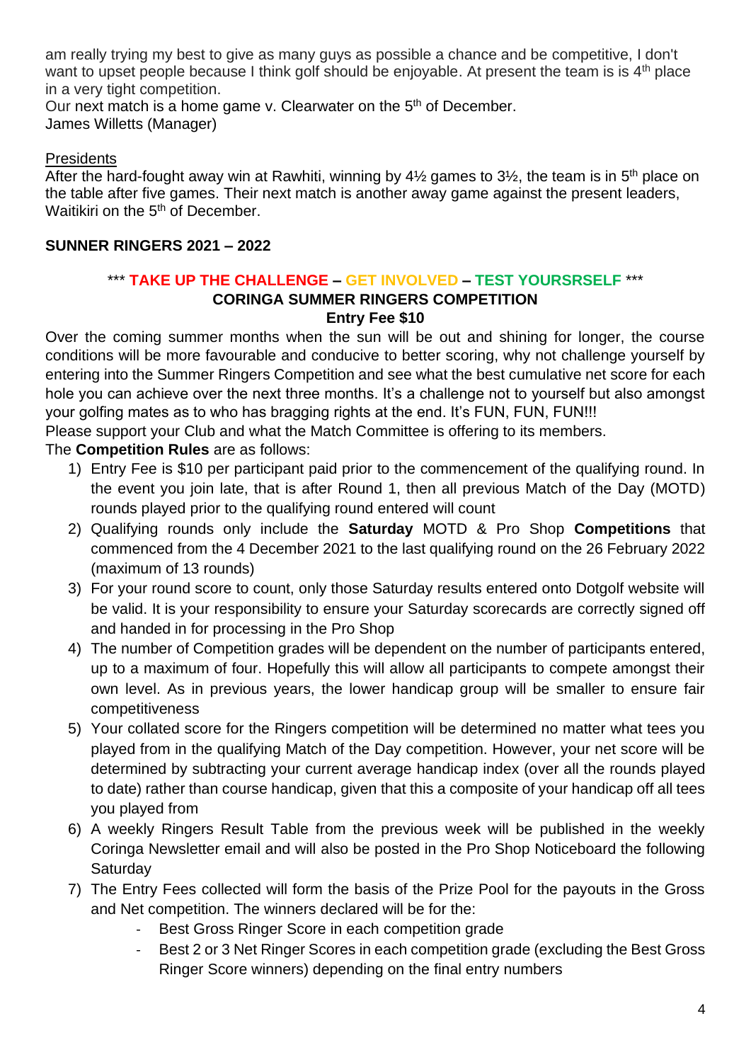am really trying my best to give as many guys as possible a chance and be competitive, I don't want to upset people because I think golf should be enjoyable. At present the team is is 4th place in a very tight competition.
Our next match is a home game v. Clearwater on the 5th of December.
James Willetts (Manager)

Presidents

After the hard-fought away win at Rawhiti, winning by 4½ games to 3½, the team is in 5th place on the table after five games. Their next match is another away game against the present leaders, Waitikiri on the 5th of December.

**SUNNER RINGERS 2021 – 2022**

*** **TAKE UP THE CHALLENGE – GET INVOLVED – TEST YOURSRSELF** ***

**CORINGA SUMMER RINGERS COMPETITION**

**Entry Fee $10**

Over the coming summer months when the sun will be out and shining for longer, the course conditions will be more favourable and conducive to better scoring, why not challenge yourself by entering into the Summer Ringers Competition and see what the best cumulative net score for each hole you can achieve over the next three months. It's a challenge not to yourself but also amongst your golfing mates as to who has bragging rights at the end. It's FUN, FUN, FUN!!!
Please support your Club and what the Match Committee is offering to its members.
The **Competition Rules** are as follows:

1) Entry Fee is $10 per participant paid prior to the commencement of the qualifying round. In the event you join late, that is after Round 1, then all previous Match of the Day (MOTD) rounds played prior to the qualifying round entered will count
2) Qualifying rounds only include the **Saturday** MOTD & Pro Shop **Competitions** that commenced from the 4 December 2021 to the last qualifying round on the 26 February 2022 (maximum of 13 rounds)
3) For your round score to count, only those Saturday results entered onto Dotgolf website will be valid. It is your responsibility to ensure your Saturday scorecards are correctly signed off and handed in for processing in the Pro Shop
4) The number of Competition grades will be dependent on the number of participants entered, up to a maximum of four. Hopefully this will allow all participants to compete amongst their own level. As in previous years, the lower handicap group will be smaller to ensure fair competitiveness
5) Your collated score for the Ringers competition will be determined no matter what tees you played from in the qualifying Match of the Day competition. However, your net score will be determined by subtracting your current average handicap index (over all the rounds played to date) rather than course handicap, given that this a composite of your handicap off all tees you played from
6) A weekly Ringers Result Table from the previous week will be published in the weekly Coringa Newsletter email and will also be posted in the Pro Shop Noticeboard the following Saturday
7) The Entry Fees collected will form the basis of the Prize Pool for the payouts in the Gross and Net competition. The winners declared will be for the:
    - Best Gross Ringer Score in each competition grade
    - Best 2 or 3 Net Ringer Scores in each competition grade (excluding the Best Gross Ringer Score winners) depending on the final entry numbers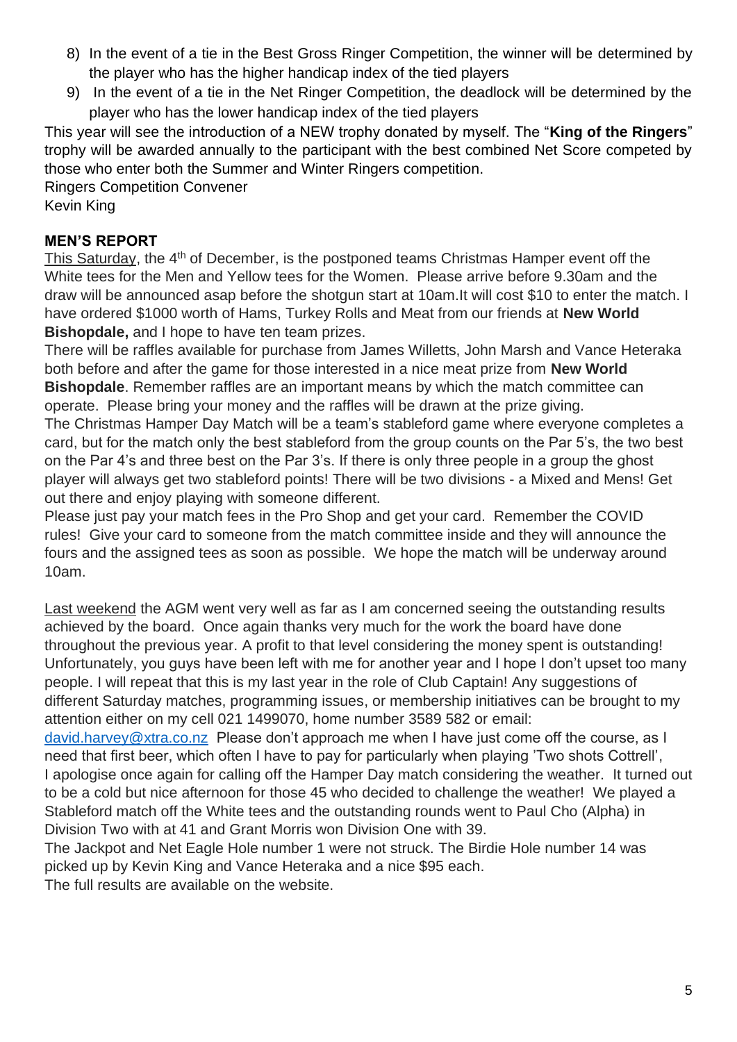8) In the event of a tie in the Best Gross Ringer Competition, the winner will be determined by the player who has the higher handicap index of the tied players
9) In the event of a tie in the Net Ringer Competition, the deadlock will be determined by the player who has the lower handicap index of the tied players

This year will see the introduction of a NEW trophy donated by myself. The "**King of the Ringers**" trophy will be awarded annually to the participant with the best combined Net Score competed by those who enter both the Summer and Winter Ringers competition.

Ringers Competition Convener
Kevin King

## MEN'S REPORT

This Saturday, the 4th of December, is the postponed teams Christmas Hamper event off the White tees for the Men and Yellow tees for the Women. Please arrive before 9.30am and the draw will be announced asap before the shotgun start at 10am.It will cost $10 to enter the match. I have ordered $1000 worth of Hams, Turkey Rolls and Meat from our friends at **New World Bishopdale,** and I hope to have ten team prizes.

There will be raffles available for purchase from James Willetts, John Marsh and Vance Heteraka both before and after the game for those interested in a nice meat prize from **New World Bishopdale**. Remember raffles are an important means by which the match committee can operate. Please bring your money and the raffles will be drawn at the prize giving.

The Christmas Hamper Day Match will be a team's stableford game where everyone completes a card, but for the match only the best stableford from the group counts on the Par 5's, the two best on the Par 4's and three best on the Par 3's. If there is only three people in a group the ghost player will always get two stableford points! There will be two divisions - a Mixed and Mens! Get out there and enjoy playing with someone different.

Please just pay your match fees in the Pro Shop and get your card. Remember the COVID rules! Give your card to someone from the match committee inside and they will announce the fours and the assigned tees as soon as possible. We hope the match will be underway around 10am.

Last weekend the AGM went very well as far as I am concerned seeing the outstanding results achieved by the board. Once again thanks very much for the work the board have done throughout the previous year. A profit to that level considering the money spent is outstanding! Unfortunately, you guys have been left with me for another year and I hope I don't upset too many people. I will repeat that this is my last year in the role of Club Captain! Any suggestions of different Saturday matches, programming issues, or membership initiatives can be brought to my attention either on my cell 021 1499070, home number 3589 582 or email: david.harvey@xtra.co.nz Please don't approach me when I have just come off the course, as I need that first beer, which often I have to pay for particularly when playing 'Two shots Cottrell',

I apologise once again for calling off the Hamper Day match considering the weather. It turned out to be a cold but nice afternoon for those 45 who decided to challenge the weather! We played a Stableford match off the White tees and the outstanding rounds went to Paul Cho (Alpha) in Division Two with at 41 and Grant Morris won Division One with 39.

The Jackpot and Net Eagle Hole number 1 were not struck. The Birdie Hole number 14 was picked up by Kevin King and Vance Heteraka and a nice $95 each.

The full results are available on the website.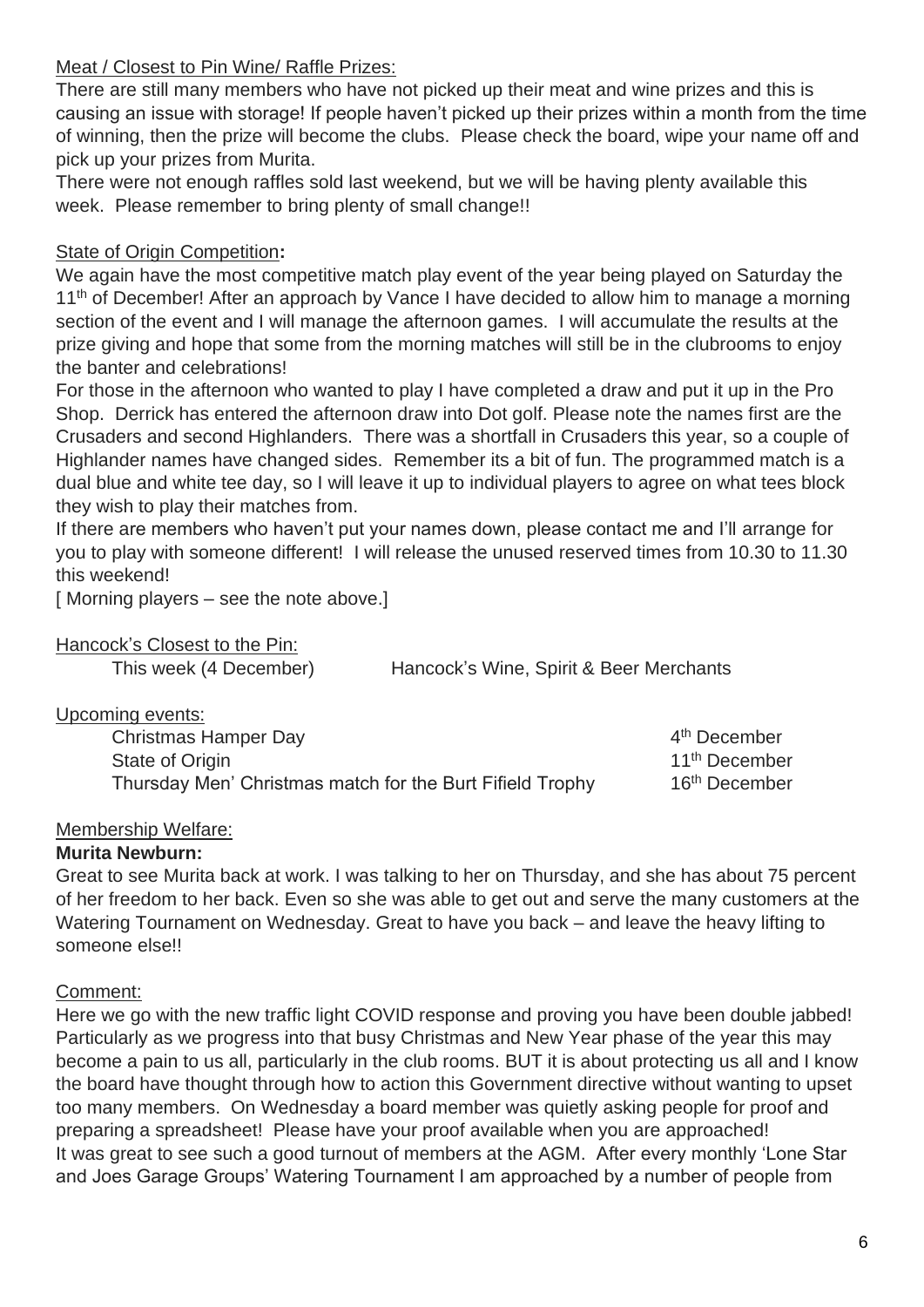Meat / Closest to Pin Wine/ Raffle Prizes:

There are still many members who have not picked up their meat and wine prizes and this is causing an issue with storage! If people haven't picked up their prizes within a month from the time of winning, then the prize will become the clubs. Please check the board, wipe your name off and pick up your prizes from Murita.

There were not enough raffles sold last weekend, but we will be having plenty available this week. Please remember to bring plenty of small change!!

State of Origin Competition**:**

We again have the most competitive match play event of the year being played on Saturday the 11th of December! After an approach by Vance I have decided to allow him to manage a morning section of the event and I will manage the afternoon games. I will accumulate the results at the prize giving and hope that some from the morning matches will still be in the clubrooms to enjoy the banter and celebrations!

For those in the afternoon who wanted to play I have completed a draw and put it up in the Pro Shop. Derrick has entered the afternoon draw into Dot golf. Please note the names first are the Crusaders and second Highlanders. There was a shortfall in Crusaders this year, so a couple of Highlander names have changed sides. Remember its a bit of fun. The programmed match is a dual blue and white tee day, so I will leave it up to individual players to agree on what tees block they wish to play their matches from.

If there are members who haven't put your names down, please contact me and I'll arrange for you to play with someone different! I will release the unused reserved times from 10.30 to 11.30 this weekend!

[ Morning players – see the note above.]

Hancock's Closest to the Pin:

| | |
|---|---|
| This week (4 December) | Hancock's Wine, Spirit & Beer Merchants |

Upcoming events:

| | |
|---|---|
| Christmas Hamper Day | 4th December |
| State of Origin | 11th December |
| Thursday Men' Christmas match for the Burt Fifield Trophy | 16th December |

Membership Welfare:

**Murita Newburn:**

Great to see Murita back at work. I was talking to her on Thursday, and she has about 75 percent of her freedom to her back. Even so she was able to get out and serve the many customers at the Watering Tournament on Wednesday. Great to have you back – and leave the heavy lifting to someone else!!

Comment:

Here we go with the new traffic light COVID response and proving you have been double jabbed! Particularly as we progress into that busy Christmas and New Year phase of the year this may become a pain to us all, particularly in the club rooms. BUT it is about protecting us all and I know the board have thought through how to action this Government directive without wanting to upset too many members. On Wednesday a board member was quietly asking people for proof and preparing a spreadsheet! Please have your proof available when you are approached!

It was great to see such a good turnout of members at the AGM. After every monthly 'Lone Star and Joes Garage Groups' Watering Tournament I am approached by a number of people from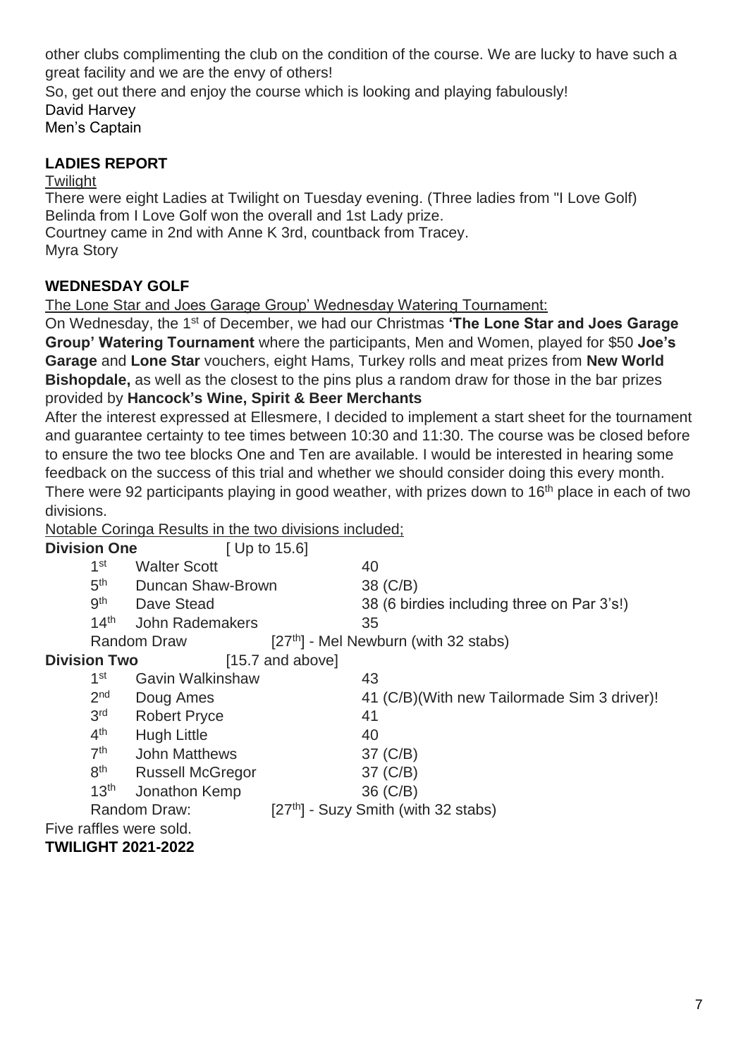other clubs complimenting the club on the condition of the course. We are lucky to have such a great facility and we are the envy of others!

So, get out there and enjoy the course which is looking and playing fabulously!

David Harvey
Men's Captain

## LADIES REPORT

Twilight

There were eight Ladies at Twilight on Tuesday evening. (Three ladies from "I Love Golf)
Belinda from I Love Golf won the overall and 1st Lady prize.
Courtney came in 2nd with Anne K 3rd, countback from Tracey.
Myra Story

## WEDNESDAY GOLF

The Lone Star and Joes Garage Group' Wednesday Watering Tournament:

On Wednesday, the 1st of December, we had our Christmas **'The Lone Star and Joes Garage Group' Watering Tournament** where the participants, Men and Women, played for $50 **Joe's Garage** and **Lone Star** vouchers, eight Hams, Turkey rolls and meat prizes from **New World Bishopdale,** as well as the closest to the pins plus a random draw for those in the bar prizes provided by **Hancock's Wine, Spirit & Beer Merchants**

After the interest expressed at Ellesmere, I decided to implement a start sheet for the tournament and guarantee certainty to tee times between 10:30 and 11:30. The course was be closed before to ensure the two tee blocks One and Ten are available. I would be interested in hearing some feedback on the success of this trial and whether we should consider doing this every month.

There were 92 participants playing in good weather, with prizes down to 16th place in each of two divisions.

Notable Coringa Results in the two divisions included;

**Division One** [ Up to 15.6]

| | | |
|---|---|---|
| 1st | Walter Scott | 40 |
| 5th | Duncan Shaw-Brown | 38 (C/B) |
| 9th | Dave Stead | 38 (6 birdies including three on Par 3's!) |
| 14th | John Rademakers | 35 |
| Random Draw | | [27th] - Mel Newburn (with 32 stabs) |

**Division Two** [15.7 and above]

| | | |
|---|---|---|
| 1st | Gavin Walkinshaw | 43 |
| 2nd | Doug Ames | 41 (C/B)(With new Tailormade Sim 3 driver)! |
| 3rd | Robert Pryce | 41 |
| 4th | Hugh Little | 40 |
| 7th | John Matthews | 37 (C/B) |
| 8th | Russell McGregor | 37 (C/B) |
| 13th | Jonathon Kemp | 36 (C/B) |
| Random Draw: | | [27th] - Suzy Smith (with 32 stabs) |

Five raffles were sold.

**TWILIGHT 2021-2022**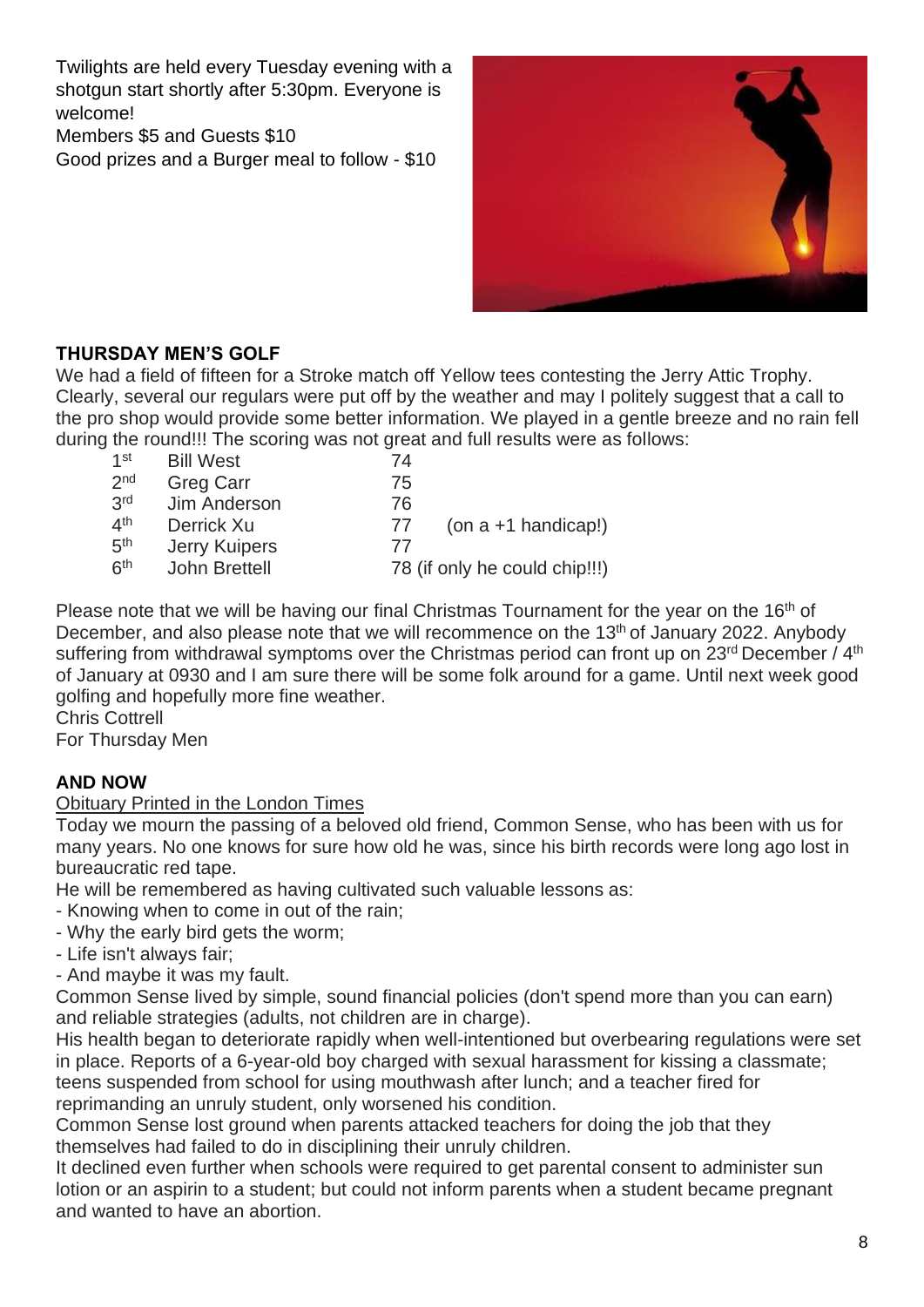Twilights are held every Tuesday evening with a shotgun start shortly after 5:30pm. Everyone is welcome!

Members $5 and Guests $10

Good prizes and a Burger meal to follow - $10

**THURSDAY MEN'S GOLF**

We had a field of fifteen for a Stroke match off Yellow tees contesting the Jerry Attic Trophy. Clearly, several our regulars were put off by the weather and may I politely suggest that a call to the pro shop would provide some better information. We played in a gentle breeze and no rain fell during the round!!! The scoring was not great and full results were as follows:

| | | | |
|---|---|---|---|
| 1st | Bill West | 74 | |
| 2nd | Greg Carr | 75 | |
| 3rd | Jim Anderson | 76 | |
| 4th | Derrick Xu | 77 | (on a +1 handicap!) |
| 5th | Jerry Kuipers | 77 | |
| 6th | John Brettell | 78 (if only he could chip!!!) | |

Please note that we will be having our final Christmas Tournament for the year on the 16th of December, and also please note that we will recommence on the 13th of January 2022. Anybody suffering from withdrawal symptoms over the Christmas period can front up on 23rd December / 4th of January at 0930 and I am sure there will be some folk around for a game. Until next week good golfing and hopefully more fine weather.

Chris Cottrell

For Thursday Men

**AND NOW**

Obituary Printed in the London Times

Today we mourn the passing of a beloved old friend, Common Sense, who has been with us for many years. No one knows for sure how old he was, since his birth records were long ago lost in bureaucratic red tape.

He will be remembered as having cultivated such valuable lessons as:

- Knowing when to come in out of the rain;
- Why the early bird gets the worm;
- Life isn't always fair;
- And maybe it was my fault.

Common Sense lived by simple, sound financial policies (don't spend more than you can earn) and reliable strategies (adults, not children are in charge).

His health began to deteriorate rapidly when well-intentioned but overbearing regulations were set in place. Reports of a 6-year-old boy charged with sexual harassment for kissing a classmate; teens suspended from school for using mouthwash after lunch; and a teacher fired for reprimanding an unruly student, only worsened his condition.

Common Sense lost ground when parents attacked teachers for doing the job that they themselves had failed to do in disciplining their unruly children.

It declined even further when schools were required to get parental consent to administer sun lotion or an aspirin to a student; but could not inform parents when a student became pregnant and wanted to have an abortion.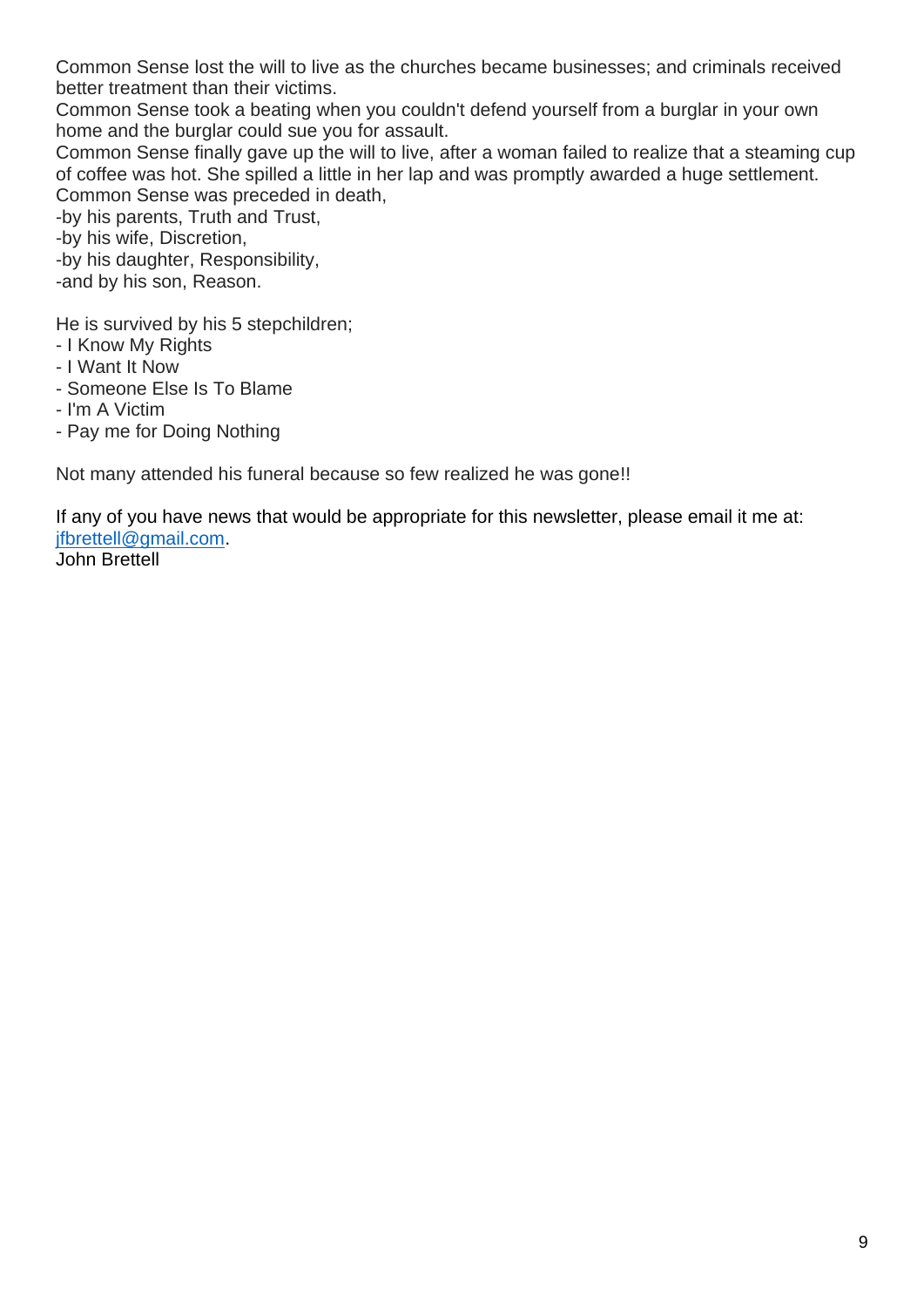Common Sense lost the will to live as the churches became businesses; and criminals received better treatment than their victims.
Common Sense took a beating when you couldn't defend yourself from a burglar in your own home and the burglar could sue you for assault.
Common Sense finally gave up the will to live, after a woman failed to realize that a steaming cup of coffee was hot. She spilled a little in her lap and was promptly awarded a huge settlement.
Common Sense was preceded in death,
-by his parents, Truth and Trust,
-by his wife, Discretion,
-by his daughter, Responsibility,
-and by his son, Reason.

He is survived by his 5 stepchildren;
- I Know My Rights
- I Want It Now
- Someone Else Is To Blame
- I'm A Victim
- Pay me for Doing Nothing

Not many attended his funeral because so few realized he was gone!!

If any of you have news that would be appropriate for this newsletter, please email it me at: jfbrettell@gmail.com.
John Brettell